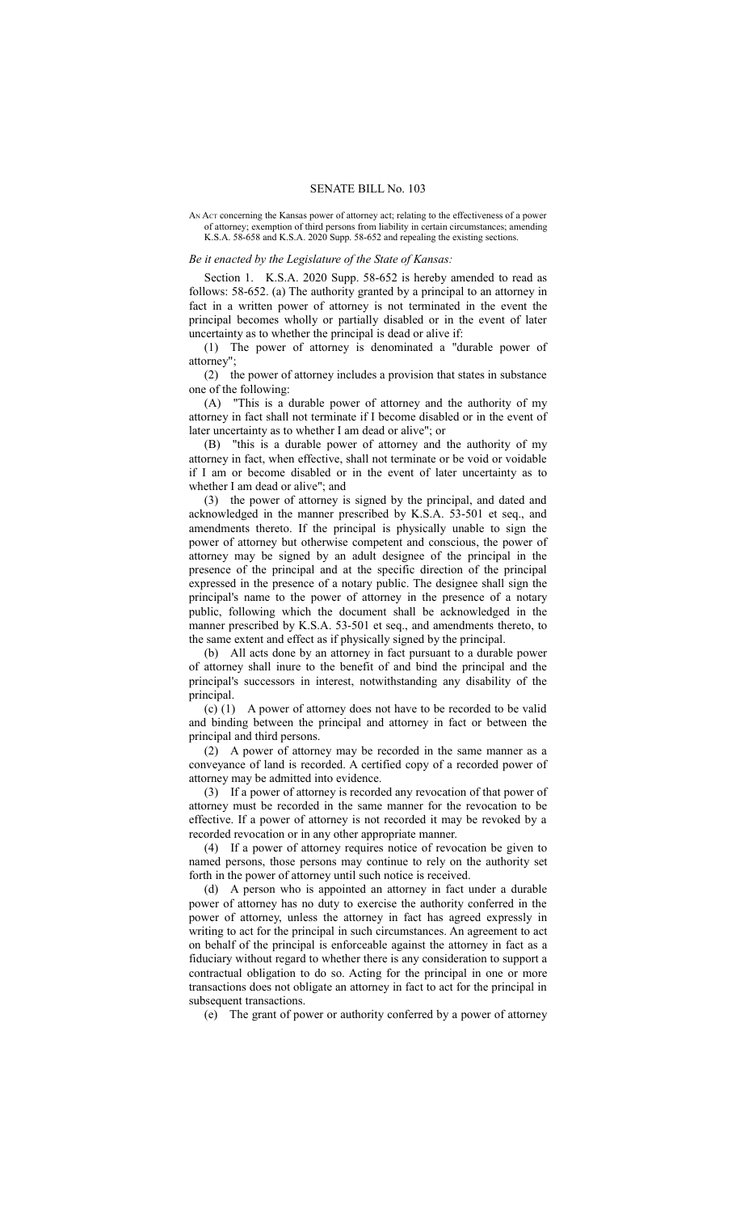# SENATE BILL No. 103

AN ACT concerning the Kansas power of attorney act; relating to the effectiveness of a power of attorney; exemption of third persons from liability in certain circumstances; amending K.S.A. 58-658 and K.S.A. 2020 Supp. 58-652 and repealing the existing sections.

*Be it enacted by the Legislature of the State of Kansas:*

Section 1. K.S.A. 2020 Supp. 58-652 is hereby amended to read as follows: 58-652. (a) The authority granted by a principal to an attorney in fact in a written power of attorney is not terminated in the event the principal becomes wholly or partially disabled or in the event of later uncertainty as to whether the principal is dead or alive if:

(1) The power of attorney is denominated a "durable power of attorney";

(2) the power of attorney includes a provision that states in substance one of the following:

(A) "This is a durable power of attorney and the authority of my attorney in fact shall not terminate if I become disabled or in the event of later uncertainty as to whether I am dead or alive"; or

(B) "this is a durable power of attorney and the authority of my attorney in fact, when effective, shall not terminate or be void or voidable if I am or become disabled or in the event of later uncertainty as to whether I am dead or alive"; and

(3) the power of attorney is signed by the principal, and dated and acknowledged in the manner prescribed by K.S.A. 53-501 et seq., and amendments thereto. If the principal is physically unable to sign the power of attorney but otherwise competent and conscious, the power of attorney may be signed by an adult designee of the principal in the presence of the principal and at the specific direction of the principal expressed in the presence of a notary public. The designee shall sign the principal's name to the power of attorney in the presence of a notary public, following which the document shall be acknowledged in the manner prescribed by K.S.A. 53-501 et seq., and amendments thereto, to the same extent and effect as if physically signed by the principal.

(b) All acts done by an attorney in fact pursuant to a durable power of attorney shall inure to the benefit of and bind the principal and the principal's successors in interest, notwithstanding any disability of the principal.

(c) (1) A power of attorney does not have to be recorded to be valid and binding between the principal and attorney in fact or between the principal and third persons.

(2) A power of attorney may be recorded in the same manner as a conveyance of land is recorded. A certified copy of a recorded power of attorney may be admitted into evidence.

(3) If a power of attorney is recorded any revocation of that power of attorney must be recorded in the same manner for the revocation to be effective. If a power of attorney is not recorded it may be revoked by a recorded revocation or in any other appropriate manner.

(4) If a power of attorney requires notice of revocation be given to named persons, those persons may continue to rely on the authority set forth in the power of attorney until such notice is received.

(d) A person who is appointed an attorney in fact under a durable power of attorney has no duty to exercise the authority conferred in the power of attorney, unless the attorney in fact has agreed expressly in writing to act for the principal in such circumstances. An agreement to act on behalf of the principal is enforceable against the attorney in fact as a fiduciary without regard to whether there is any consideration to support a contractual obligation to do so. Acting for the principal in one or more transactions does not obligate an attorney in fact to act for the principal in subsequent transactions.

(e) The grant of power or authority conferred by a power of attorney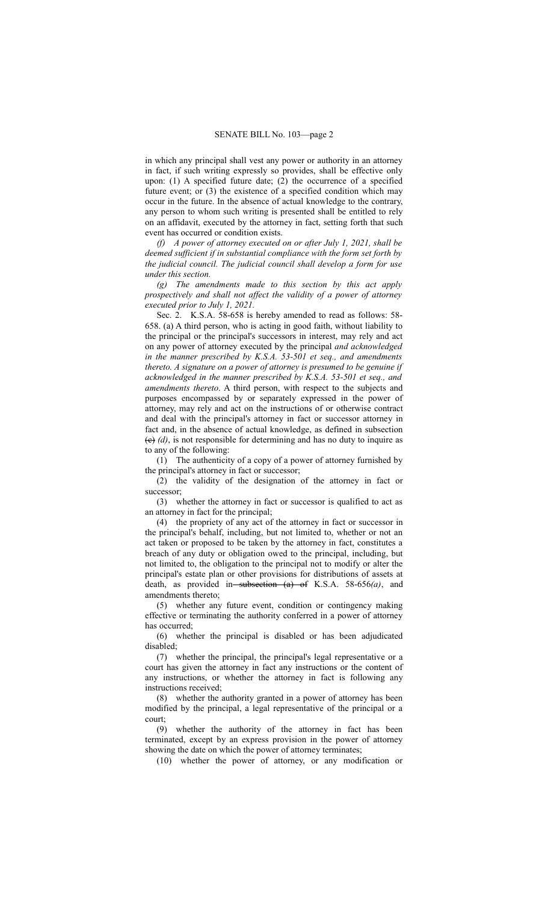in which any principal shall vest any power or authority in an attorney in fact, if such writing expressly so provides, shall be effective only upon: (1) A specified future date; (2) the occurrence of a specified future event; or (3) the existence of a specified condition which may occur in the future. In the absence of actual knowledge to the contrary, any person to whom such writing is presented shall be entitled to rely on an affidavit, executed by the attorney in fact, setting forth that such event has occurred or condition exists.

*(f) A power of attorney executed on or after July 1, 2021, shall be deemed sufficient if in substantial compliance with the form set forth by the judicial council. The judicial council shall develop a form for use under this section.*

*(g) The amendments made to this section by this act apply prospectively and shall not affect the validity of a power of attorney executed prior to July 1, 2021.*

Sec. 2. K.S.A. 58-658 is hereby amended to read as follows: 58-658. (a) A third person, who is acting in good faith, without liability to the principal or the principal's successors in interest, may rely and act on any power of attorney executed by the principal *and acknowledged in the manner prescribed by K.S.A. 53-501 et seq., and amendments thereto. A signature on a power of attorney is presumed to be genuine if acknowledged in the manner prescribed by K.S.A. 53-501 et seq., and amendments thereto*. A third person, with respect to the subjects and purposes encompassed by or separately expressed in the power of attorney, may rely and act on the instructions of or otherwise contract and deal with the principal's attorney in fact or successor attorney in fact and, in the absence of actual knowledge, as defined in subsection ~~(c)~~ *(d)*, is not responsible for determining and has no duty to inquire as to any of the following:

(1) The authenticity of a copy of a power of attorney furnished by the principal's attorney in fact or successor;

(2) the validity of the designation of the attorney in fact or successor;

(3) whether the attorney in fact or successor is qualified to act as an attorney in fact for the principal;

(4) the propriety of any act of the attorney in fact or successor in the principal's behalf, including, but not limited to, whether or not an act taken or proposed to be taken by the attorney in fact, constitutes a breach of any duty or obligation owed to the principal, including, but not limited to, the obligation to the principal not to modify or alter the principal's estate plan or other provisions for distributions of assets at death, as provided in ~~subsection (a) of~~ K.S.A. 58-656*(a)*, and amendments thereto;

(5) whether any future event, condition or contingency making effective or terminating the authority conferred in a power of attorney has occurred;

(6) whether the principal is disabled or has been adjudicated disabled;

(7) whether the principal, the principal's legal representative or a court has given the attorney in fact any instructions or the content of any instructions, or whether the attorney in fact is following any instructions received;

(8) whether the authority granted in a power of attorney has been modified by the principal, a legal representative of the principal or a court;

(9) whether the authority of the attorney in fact has been terminated, except by an express provision in the power of attorney showing the date on which the power of attorney terminates;

(10) whether the power of attorney, or any modification or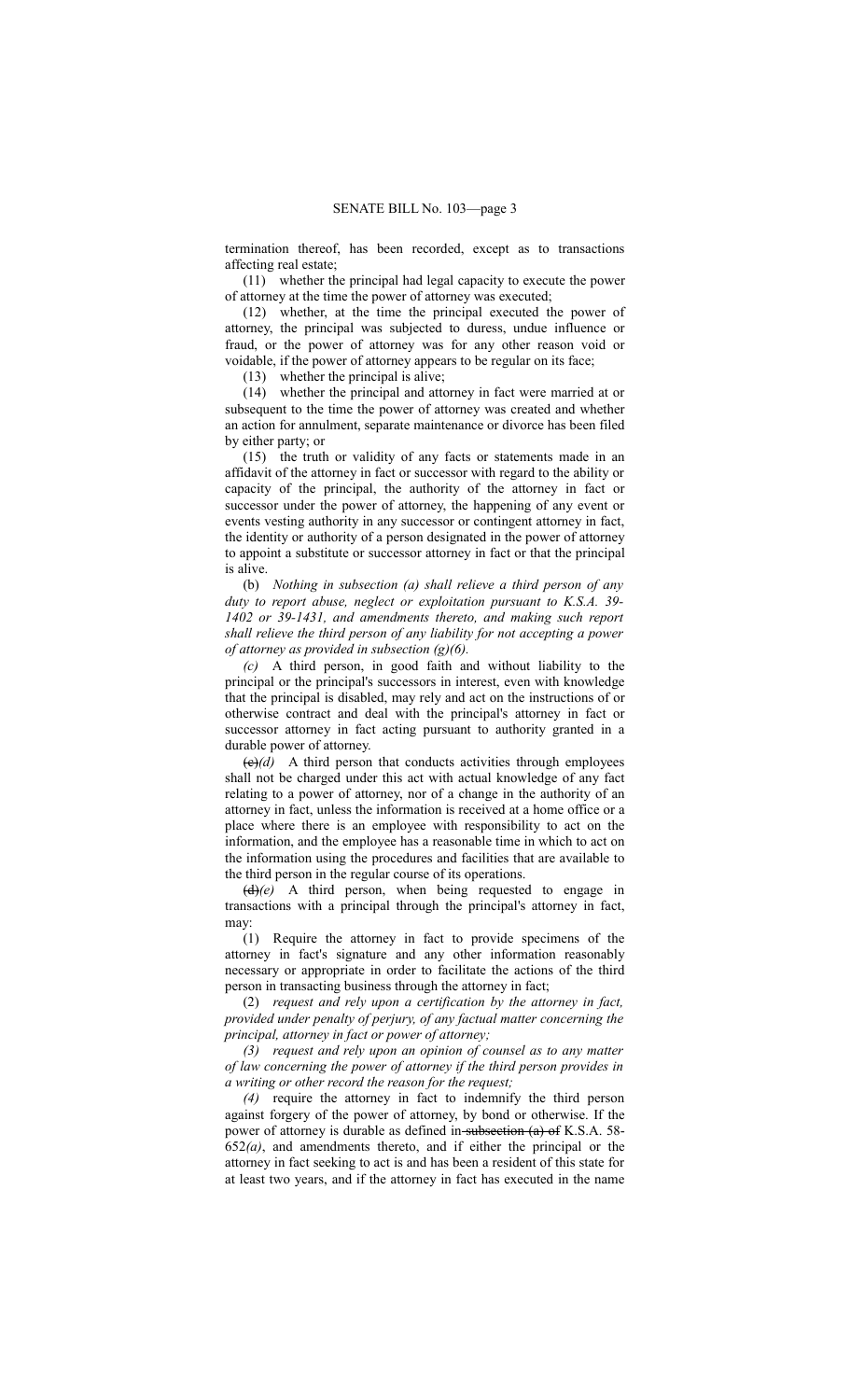termination thereof, has been recorded, except as to transactions affecting real estate;

(11) whether the principal had legal capacity to execute the power of attorney at the time the power of attorney was executed;

(12) whether, at the time the principal executed the power of attorney, the principal was subjected to duress, undue influence or fraud, or the power of attorney was for any other reason void or voidable, if the power of attorney appears to be regular on its face;

(13) whether the principal is alive;

(14) whether the principal and attorney in fact were married at or subsequent to the time the power of attorney was created and whether an action for annulment, separate maintenance or divorce has been filed by either party; or

(15) the truth or validity of any facts or statements made in an affidavit of the attorney in fact or successor with regard to the ability or capacity of the principal, the authority of the attorney in fact or successor under the power of attorney, the happening of any event or events vesting authority in any successor or contingent attorney in fact, the identity or authority of a person designated in the power of attorney to appoint a substitute or successor attorney in fact or that the principal is alive.

(b) *Nothing in subsection (a) shall relieve a third person of any duty to report abuse, neglect or exploitation pursuant to K.S.A. 39-1402 or 39-1431, and amendments thereto, and making such report shall relieve the third person of any liability for not accepting a power of attorney as provided in subsection (g)(6).*

*(c)* A third person, in good faith and without liability to the principal or the principal's successors in interest, even with knowledge that the principal is disabled, may rely and act on the instructions of or otherwise contract and deal with the principal's attorney in fact or successor attorney in fact acting pursuant to authority granted in a durable power of attorney.

~~(c)~~*(d)* A third person that conducts activities through employees shall not be charged under this act with actual knowledge of any fact relating to a power of attorney, nor of a change in the authority of an attorney in fact, unless the information is received at a home office or a place where there is an employee with responsibility to act on the information, and the employee has a reasonable time in which to act on the information using the procedures and facilities that are available to the third person in the regular course of its operations.

~~(d)~~*(e)* A third person, when being requested to engage in transactions with a principal through the principal's attorney in fact, may:

(1) Require the attorney in fact to provide specimens of the attorney in fact's signature and any other information reasonably necessary or appropriate in order to facilitate the actions of the third person in transacting business through the attorney in fact;

(2) *request and rely upon a certification by the attorney in fact, provided under penalty of perjury, of any factual matter concerning the principal, attorney in fact or power of attorney;*

*(3) request and rely upon an opinion of counsel as to any matter of law concerning the power of attorney if the third person provides in a writing or other record the reason for the request;*

*(4)* require the attorney in fact to indemnify the third person against forgery of the power of attorney, by bond or otherwise. If the power of attorney is durable as defined in ~~subsection (a) of~~ K.S.A. 58-652*(a)*, and amendments thereto, and if either the principal or the attorney in fact seeking to act is and has been a resident of this state for at least two years, and if the attorney in fact has executed in the name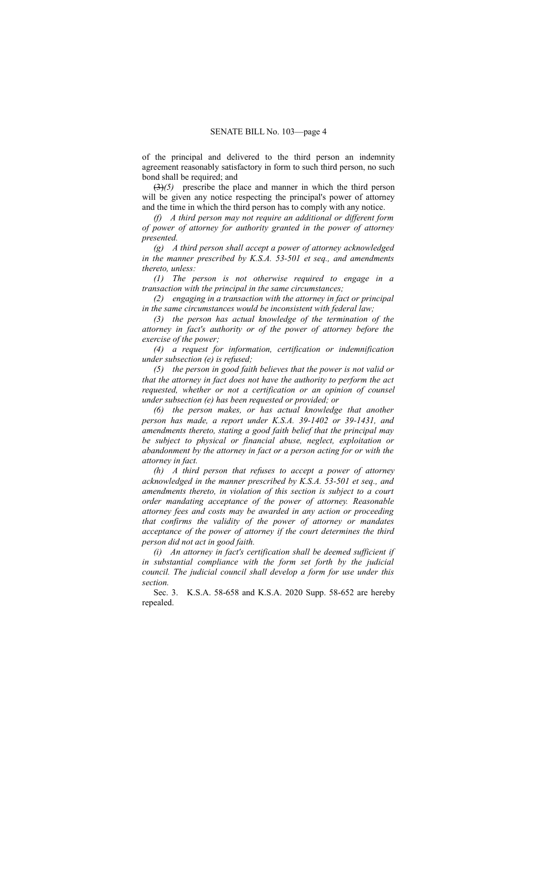of the principal and delivered to the third person an indemnity agreement reasonably satisfactory in form to such third person, no such bond shall be required; and

~~(3)~~*(5)* prescribe the place and manner in which the third person will be given any notice respecting the principal's power of attorney and the time in which the third person has to comply with any notice.

*(f) A third person may not require an additional or different form of power of attorney for authority granted in the power of attorney presented.*

*(g) A third person shall accept a power of attorney acknowledged in the manner prescribed by K.S.A. 53-501 et seq., and amendments thereto, unless:*

*(1) The person is not otherwise required to engage in a transaction with the principal in the same circumstances;*

*(2) engaging in a transaction with the attorney in fact or principal in the same circumstances would be inconsistent with federal law;*

*(3) the person has actual knowledge of the termination of the attorney in fact's authority or of the power of attorney before the exercise of the power;*

*(4) a request for information, certification or indemnification under subsection (e) is refused;*

*(5) the person in good faith believes that the power is not valid or that the attorney in fact does not have the authority to perform the act requested, whether or not a certification or an opinion of counsel under subsection (e) has been requested or provided; or*

*(6) the person makes, or has actual knowledge that another person has made, a report under K.S.A. 39-1402 or 39-1431, and amendments thereto, stating a good faith belief that the principal may be subject to physical or financial abuse, neglect, exploitation or abandonment by the attorney in fact or a person acting for or with the attorney in fact.*

*(h) A third person that refuses to accept a power of attorney acknowledged in the manner prescribed by K.S.A. 53-501 et seq., and amendments thereto, in violation of this section is subject to a court order mandating acceptance of the power of attorney. Reasonable attorney fees and costs may be awarded in any action or proceeding that confirms the validity of the power of attorney or mandates acceptance of the power of attorney if the court determines the third person did not act in good faith.*

*(i) An attorney in fact's certification shall be deemed sufficient if in substantial compliance with the form set forth by the judicial council. The judicial council shall develop a form for use under this section.*

Sec. 3. K.S.A. 58-658 and K.S.A. 2020 Supp. 58-652 are hereby repealed.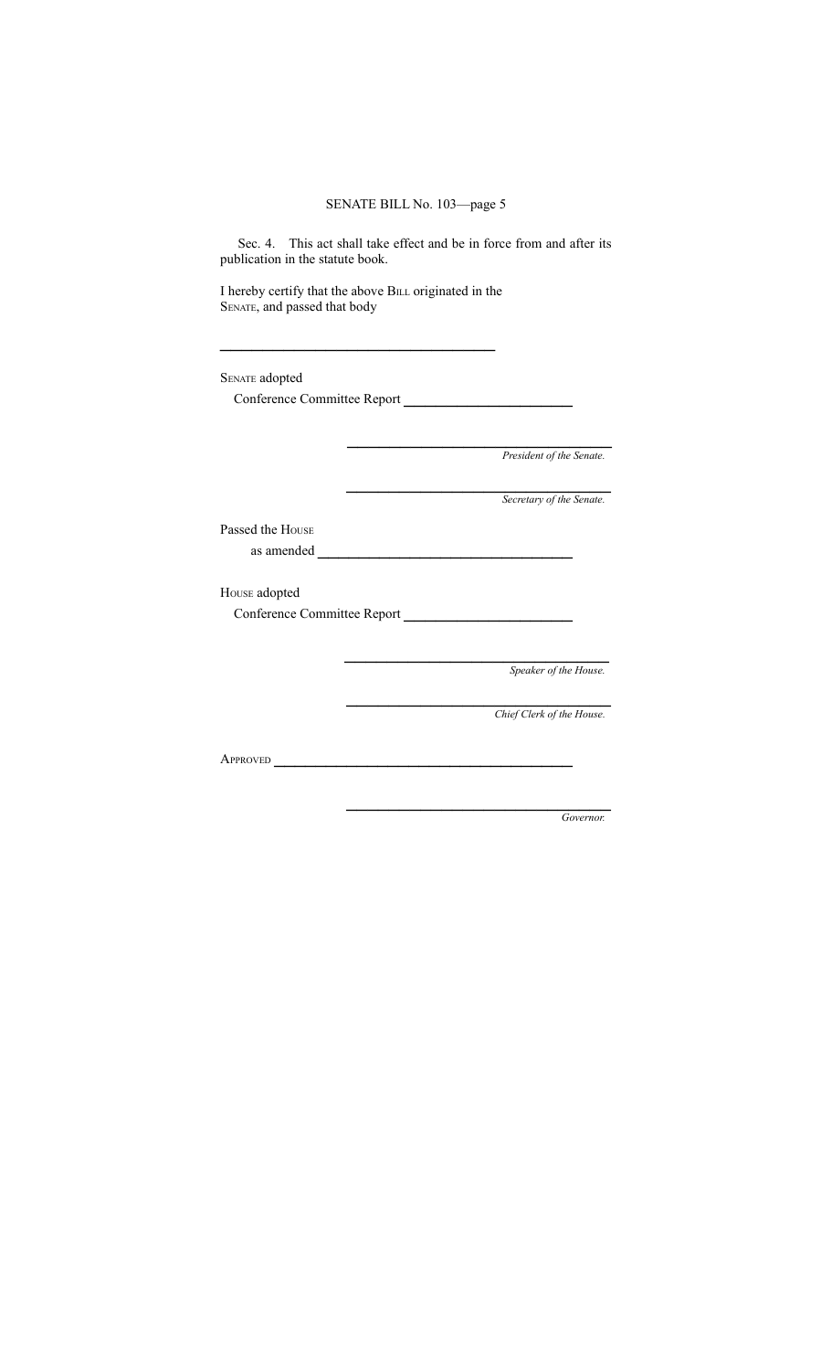Sec. 4. This act shall take effect and be in force from and after its publication in the statute book.

I hereby certify that the above BILL originated in the SENATE, and passed that body

\_\_\_\_\_\_\_\_\_\_\_\_\_\_\_\_\_\_\_\_\_\_\_\_\_\_\_\_\_\_\_\_\_\_\_\_\_\_\_\_

SENATE adopted

Conference Committee Report \_\_\_\_\_\_\_\_\_\_\_\_\_\_\_\_\_\_\_\_\_\_\_\_

\_\_\_\_\_\_\_\_\_\_\_\_\_\_\_\_\_\_\_\_\_\_\_\_\_\_\_\_\_\_\_\_\_\_\_\_\_\_
*President of the Senate.*

\_\_\_\_\_\_\_\_\_\_\_\_\_\_\_\_\_\_\_\_\_\_\_\_\_\_\_\_\_\_\_\_\_\_\_\_\_\_
*Secretary of the Senate.*

Passed the HOUSE

as amended \_\_\_\_\_\_\_\_\_\_\_\_\_\_\_\_\_\_\_\_\_\_\_\_\_\_\_\_\_\_\_\_\_\_\_\_

HOUSE adopted

Conference Committee Report \_\_\_\_\_\_\_\_\_\_\_\_\_\_\_\_\_\_\_\_\_\_\_\_

\_\_\_\_\_\_\_\_\_\_\_\_\_\_\_\_\_\_\_\_\_\_\_\_\_\_\_\_\_\_\_\_\_\_\_\_\_\_
*Speaker of the House.*

\_\_\_\_\_\_\_\_\_\_\_\_\_\_\_\_\_\_\_\_\_\_\_\_\_\_\_\_\_\_\_\_\_\_\_\_\_\_
*Chief Clerk of the House.*

APPROVED \_\_\_\_\_\_\_\_\_\_\_\_\_\_\_\_\_\_\_\_\_\_\_\_\_\_\_\_\_\_\_\_\_\_\_\_\_\_\_\_\_\_

\_\_\_\_\_\_\_\_\_\_\_\_\_\_\_\_\_\_\_\_\_\_\_\_\_\_\_\_\_\_\_\_\_\_\_\_\_\_
*Governor.*